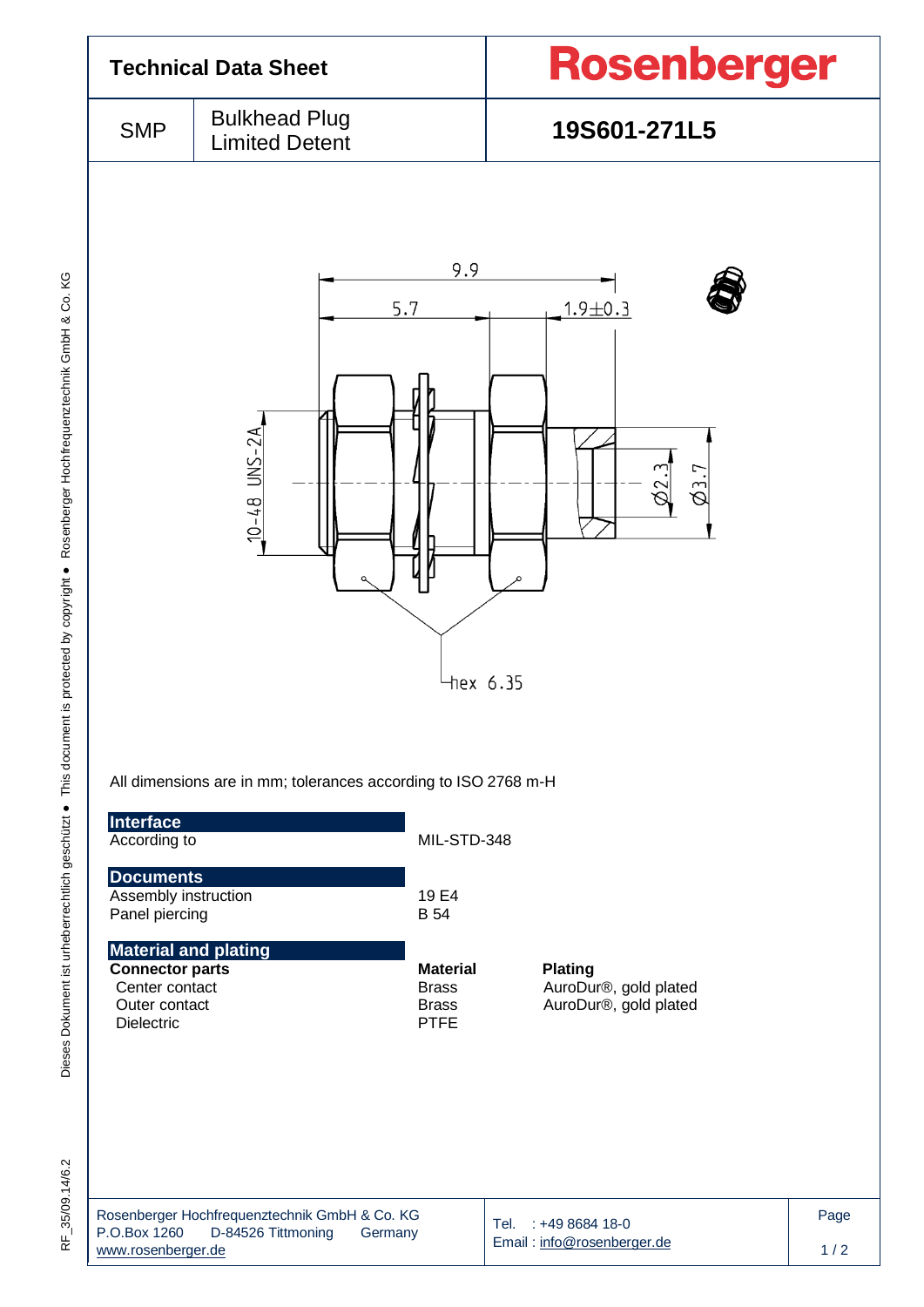# Technical Data Sheet

**Rosenberger**

| SMP | Bulkhead Plug Limited Detent | **19S601-271L5** |
|---|---|---|

9.9

5.7

1.9±0.3

10-48 UNS-2A

Ø2.3

Ø3.7

hex 6.35

All dimensions are in mm; tolerances according to ISO 2768 m-H

## Interface

| | |
|---|---|
| According to | MIL-STD-348 |

## Documents

| | |
|---|---|
| Assembly instruction | 19 E4 |
| Panel piercing | B 54 |

## Material and plating

| **Connector parts** | **Material** | **Plating** |
|---|---|---|
| Center contact | Brass | AuroDur®, gold plated |
| Outer contact | Brass | AuroDur®, gold plated |
| Dielectric | PTFE | |

Dieses Dokument ist urheberrechtlich geschützt ● This document is protected by copyright ● Rosenberger Hochfrequenztechnik GmbH & Co. KG

RF_35/09.14/6.2

Rosenberger Hochfrequenztechnik GmbH & Co. KG
P.O.Box 1260 D-84526 Tittmoning Germany
www.rosenberger.de

Tel. : +49 8684 18-0
Email : info@rosenberger.de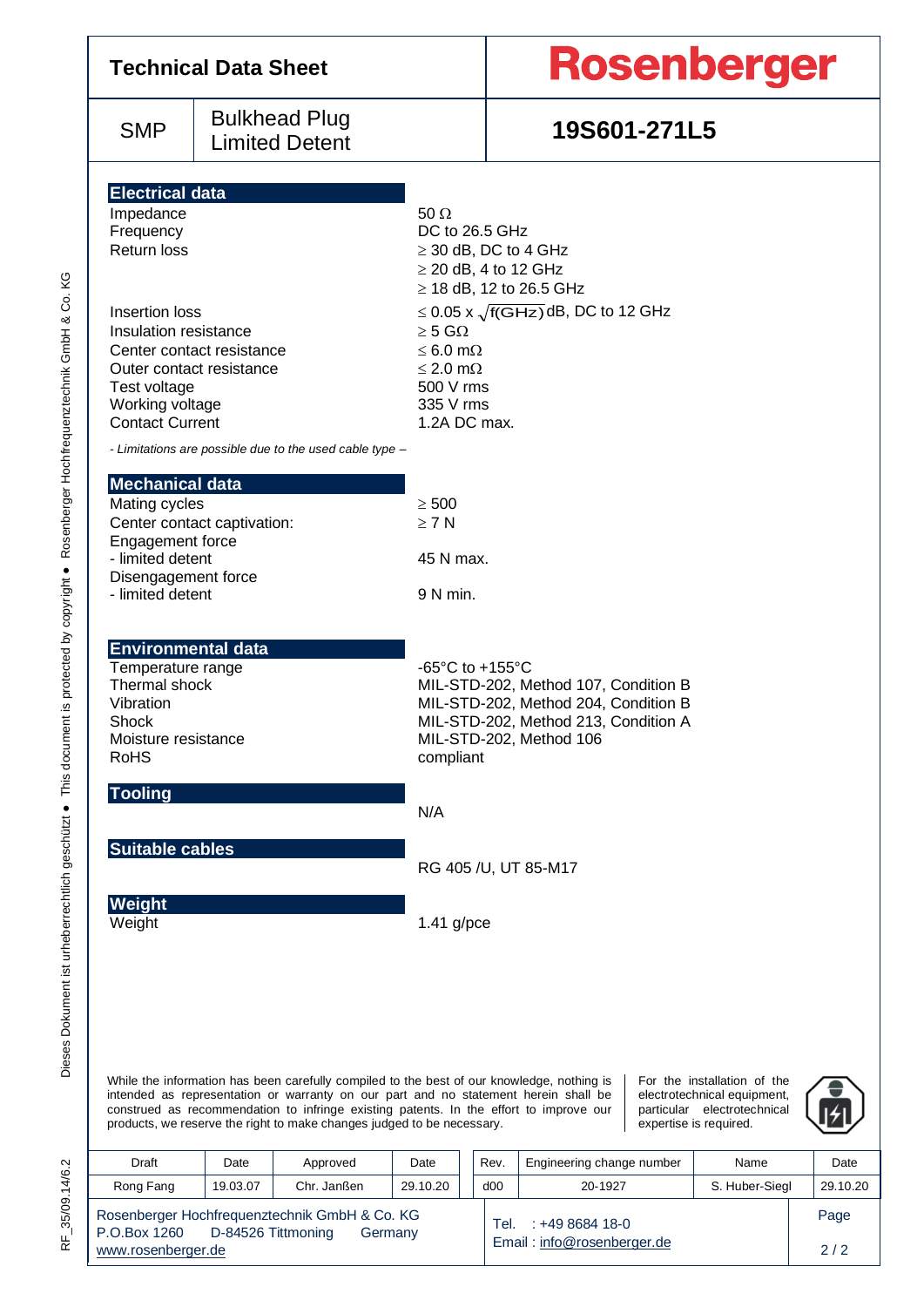# Technical Data Sheet

**Rosenberger**

| | | |
|---|---|---|
| SMP | Bulkhead Plug Limited Detent | **19S601-271L5** |

## Electrical data

| | |
|---|---|
| Impedance | 50 Ω |
| Frequency | DC to 26.5 GHz |
| Return loss | ≥ 30 dB, DC to 4 GHz<br>≥ 20 dB, 4 to 12 GHz<br>≥ 18 dB, 12 to 26.5 GHz |
| Insertion loss | ≤ 0.05 x $\sqrt{f(GHz)}$ dB, DC to 12 GHz |
| Insulation resistance | ≥ 5 GΩ |
| Center contact resistance | ≤ 6.0 mΩ |
| Outer contact resistance | ≤ 2.0 mΩ |
| Test voltage | 500 V rms |
| Working voltage | 335 V rms |
| Contact Current | 1.2A DC max. |

*- Limitations are possible due to the used cable type –*

## Mechanical data

| | |
|---|---|
| Mating cycles | ≥ 500 |
| Center contact captivation: | ≥ 7 N |
| Engagement force<br>- limited detent | 45 N max. |
| Disengagement force<br>- limited detent | 9 N min. |

## Environmental data

| | |
|---|---|
| Temperature range | -65°C to +155°C |
| Thermal shock | MIL-STD-202, Method 107, Condition B |
| Vibration | MIL-STD-202, Method 204, Condition B |
| Shock | MIL-STD-202, Method 213, Condition A |
| Moisture resistance | MIL-STD-202, Method 106 |
| RoHS | compliant |

## Tooling

N/A

## Suitable cables

RG 405 /U, UT 85-M17

## Weight

| | |
|---|---|
| Weight | 1.41 g/pce |

While the information has been carefully compiled to the best of our knowledge, nothing is intended as representation or warranty on our part and no statement herein shall be construed as recommendation to infringe existing patents. In the effort to improve our products, we reserve the right to make changes judged to be necessary.

For the installation of the electrotechnical equipment, particular electrotechnical expertise is required.

| Draft | Date | Approved | Date | Rev. | Engineering change number | Name | Date |
|---|---|---|---|---|---|---|---|
| Rong Fang | 19.03.07 | Chr. Janßen | 29.10.20 | d00 | 20-1927 | S. Huber-Siegl | 29.10.20 |

Rosenberger Hochfrequenztechnik GmbH & Co. KG
P.O.Box 1260 D-84526 Tittmoning Germany
www.rosenberger.de

Tel. : +49 8684 18-0
Email : info@rosenberger.de

RF_35/09.14/6.2

Dieses Dokument ist urheberrechtlich geschützt ● This document is protected by copyright ● Rosenberger Hochfrequenztechnik GmbH & Co. KG